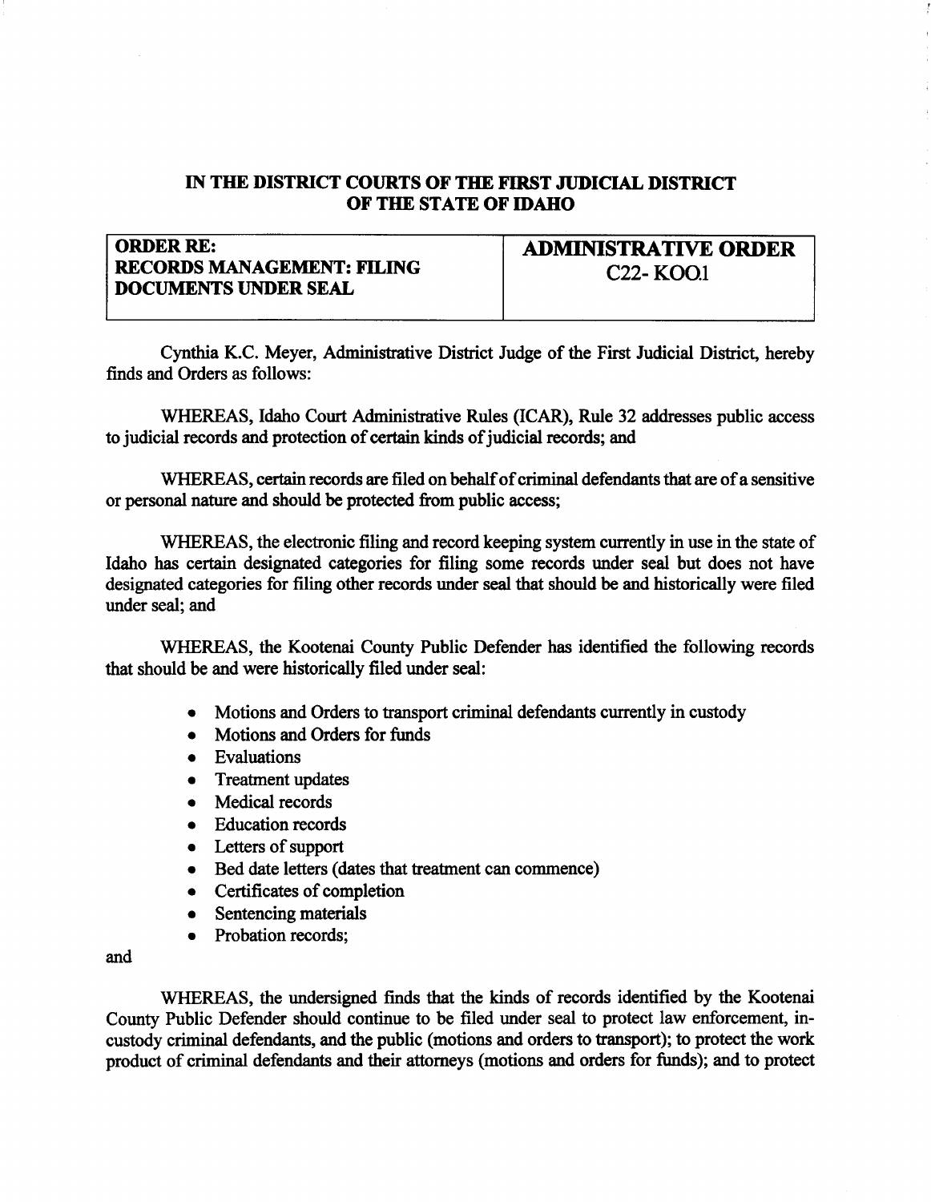# IN THE DISTRICT COURTS OF THE FIRST JUDICIAL DISTRICT OF THE STATE OF IDAHO

| ORDER RE: RECORDS MANAGEMENT: FILING DOCUMENTS UNDER SEAL | ADMINISTRATIVE ORDER C22- KOO1 |
|---|---|

Cynthia K.C. Meyer, Administrative District Judge of the First Judicial District, hereby finds and Orders as follows:

WHEREAS, Idaho Court Administrative Rules (ICAR), Rule 32 addresses public access to judicial records and protection of certain kinds of judicial records; and

WHEREAS, certain records are filed on behalf of criminal defendants that are of a sensitive or personal nature and should be protected from public access;

WHEREAS, the electronic filing and record keeping system currently in use in the state of Idaho has certain designated categories for filing some records under seal but does not have designated categories for filing other records under seal that should be and historically were filed under seal; and

WHEREAS, the Kootenai County Public Defender has identified the following records that should be and were historically filed under seal:

- Motions and Orders to transport criminal defendants currently in custody
- Motions and Orders for funds
- Evaluations
- Treatment updates
- Medical records
- Education records
- Letters of support
- Bed date letters (dates that treatment can commence)
- Certificates of completion
- Sentencing materials
- Probation records;

and

WHEREAS, the undersigned finds that the kinds of records identified by the Kootenai County Public Defender should continue to be filed under seal to protect law enforcement, in-custody criminal defendants, and the public (motions and orders to transport); to protect the work product of criminal defendants and their attorneys (motions and orders for funds); and to protect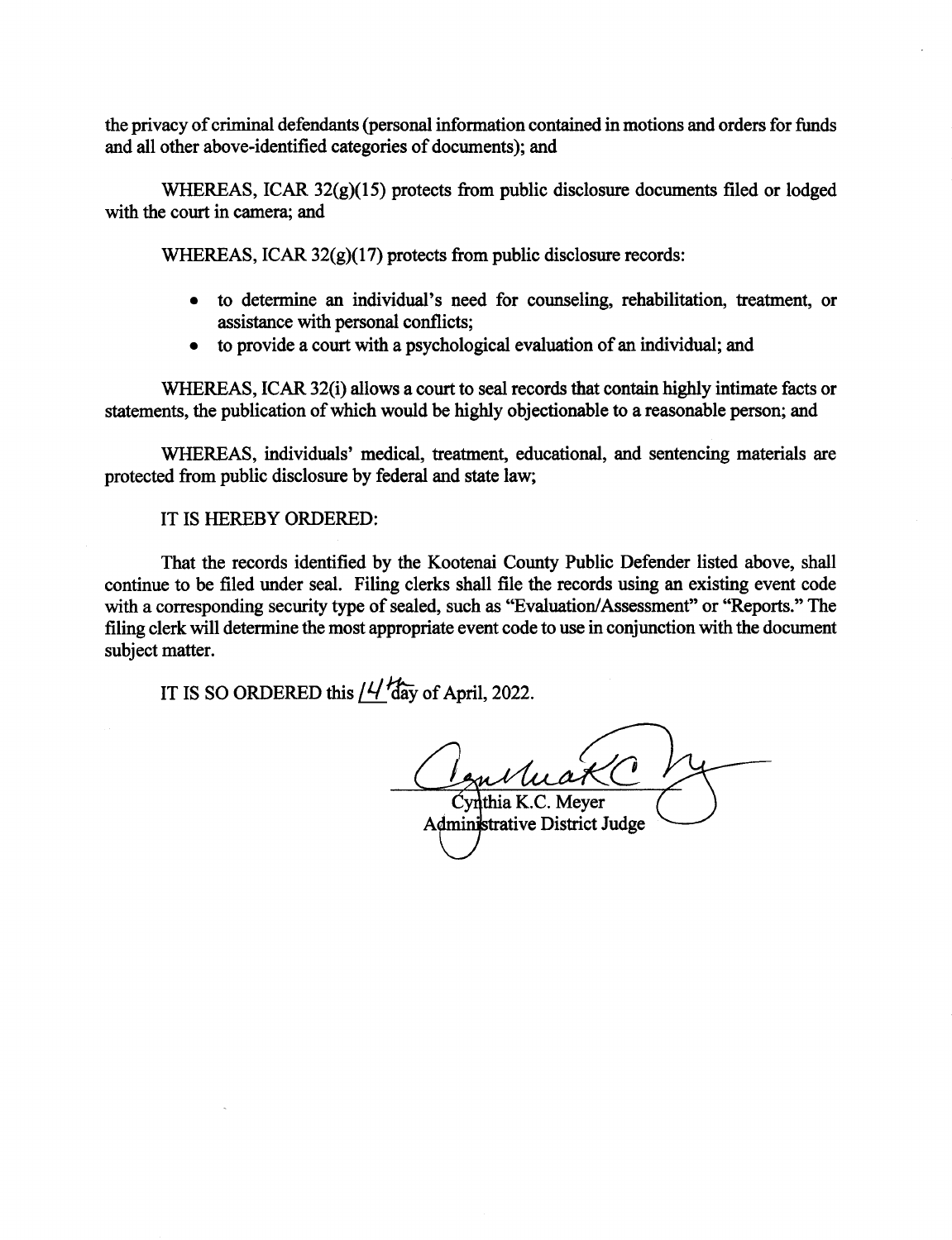the privacy of criminal defendants (personal information contained in motions and orders for funds and all other above-identified categories of documents); and

WHEREAS, ICAR 32(g)(15) protects from public disclosure documents filed or lodged with the court in camera; and

WHEREAS, ICAR 32(g)(17) protects from public disclosure records:

- to determine an individual's need for counseling, rehabilitation, treatment, or assistance with personal conflicts;
- to provide a court with a psychological evaluation of an individual; and

WHEREAS, ICAR 32(i) allows a court to seal records that contain highly intimate facts or statements, the publication of which would be highly objectionable to a reasonable person; and

WHEREAS, individuals' medical, treatment, educational, and sentencing materials are protected from public disclosure by federal and state law;

IT IS HEREBY ORDERED:

That the records identified by the Kootenai County Public Defender listed above, shall continue to be filed under seal. Filing clerks shall file the records using an existing event code with a corresponding security type of sealed, such as "Evaluation/Assessment" or "Reports." The filing clerk will determine the most appropriate event code to use in conjunction with the document subject matter.

IT IS SO ORDERED this 14th day of April, 2022.

Cynthia K.C. Meyer
Administrative District Judge